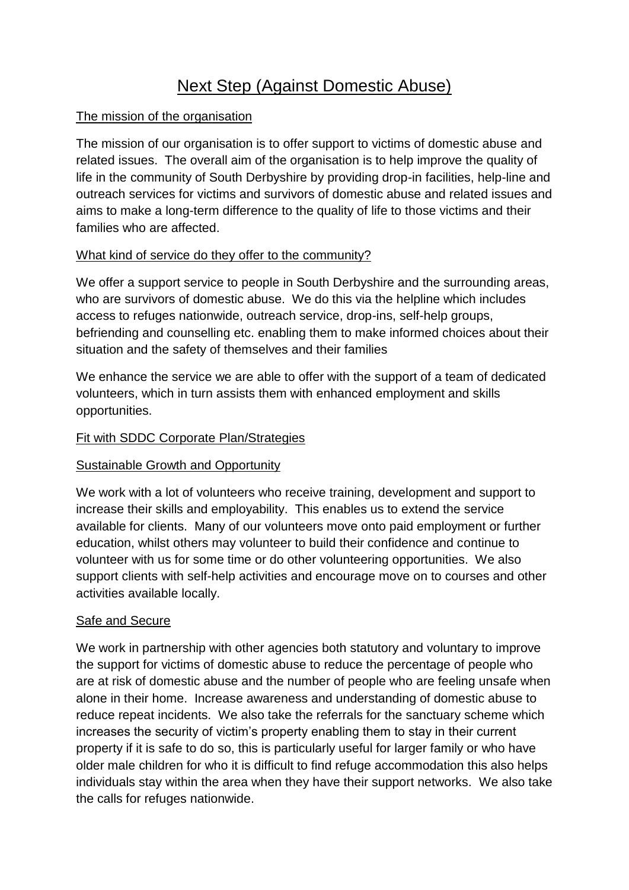# Next Step (Against Domestic Abuse)

## The mission of the organisation

The mission of our organisation is to offer support to victims of domestic abuse and related issues. The overall aim of the organisation is to help improve the quality of life in the community of South Derbyshire by providing drop-in facilities, help-line and outreach services for victims and survivors of domestic abuse and related issues and aims to make a long-term difference to the quality of life to those victims and their families who are affected.

## What kind of service do they offer to the community?

We offer a support service to people in South Derbyshire and the surrounding areas, who are survivors of domestic abuse. We do this via the helpline which includes access to refuges nationwide, outreach service, drop-ins, self-help groups, befriending and counselling etc. enabling them to make informed choices about their situation and the safety of themselves and their families

We enhance the service we are able to offer with the support of a team of dedicated volunteers, which in turn assists them with enhanced employment and skills opportunities.

## Fit with SDDC Corporate Plan/Strategies

### Sustainable Growth and Opportunity

We work with a lot of volunteers who receive training, development and support to increase their skills and employability. This enables us to extend the service available for clients. Many of our volunteers move onto paid employment or further education, whilst others may volunteer to build their confidence and continue to volunteer with us for some time or do other volunteering opportunities. We also support clients with self-help activities and encourage move on to courses and other activities available locally.

### Safe and Secure

We work in partnership with other agencies both statutory and voluntary to improve the support for victims of domestic abuse to reduce the percentage of people who are at risk of domestic abuse and the number of people who are feeling unsafe when alone in their home. Increase awareness and understanding of domestic abuse to reduce repeat incidents. We also take the referrals for the sanctuary scheme which increases the security of victim's property enabling them to stay in their current property if it is safe to do so, this is particularly useful for larger family or who have older male children for who it is difficult to find refuge accommodation this also helps individuals stay within the area when they have their support networks. We also take the calls for refuges nationwide.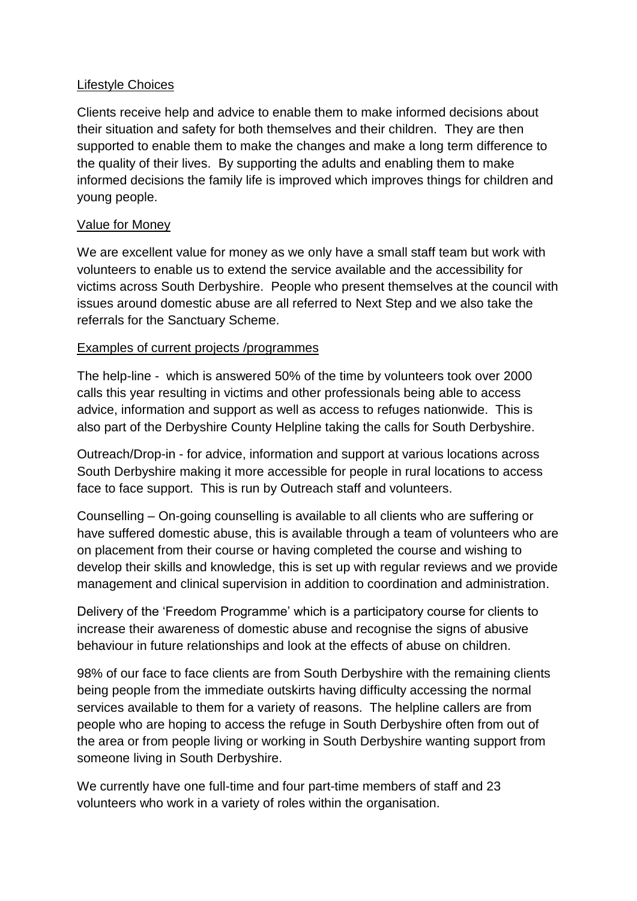## Lifestyle Choices

Clients receive help and advice to enable them to make informed decisions about their situation and safety for both themselves and their children. They are then supported to enable them to make the changes and make a long term difference to the quality of their lives. By supporting the adults and enabling them to make informed decisions the family life is improved which improves things for children and young people.

## Value for Money

We are excellent value for money as we only have a small staff team but work with volunteers to enable us to extend the service available and the accessibility for victims across South Derbyshire. People who present themselves at the council with issues around domestic abuse are all referred to Next Step and we also take the referrals for the Sanctuary Scheme.

## Examples of current projects /programmes

The help-line - which is answered 50% of the time by volunteers took over 2000 calls this year resulting in victims and other professionals being able to access advice, information and support as well as access to refuges nationwide. This is also part of the Derbyshire County Helpline taking the calls for South Derbyshire.

Outreach/Drop-in - for advice, information and support at various locations across South Derbyshire making it more accessible for people in rural locations to access face to face support. This is run by Outreach staff and volunteers.

Counselling – On-going counselling is available to all clients who are suffering or have suffered domestic abuse, this is available through a team of volunteers who are on placement from their course or having completed the course and wishing to develop their skills and knowledge, this is set up with regular reviews and we provide management and clinical supervision in addition to coordination and administration.

Delivery of the 'Freedom Programme' which is a participatory course for clients to increase their awareness of domestic abuse and recognise the signs of abusive behaviour in future relationships and look at the effects of abuse on children.

98% of our face to face clients are from South Derbyshire with the remaining clients being people from the immediate outskirts having difficulty accessing the normal services available to them for a variety of reasons. The helpline callers are from people who are hoping to access the refuge in South Derbyshire often from out of the area or from people living or working in South Derbyshire wanting support from someone living in South Derbyshire.

We currently have one full-time and four part-time members of staff and 23 volunteers who work in a variety of roles within the organisation.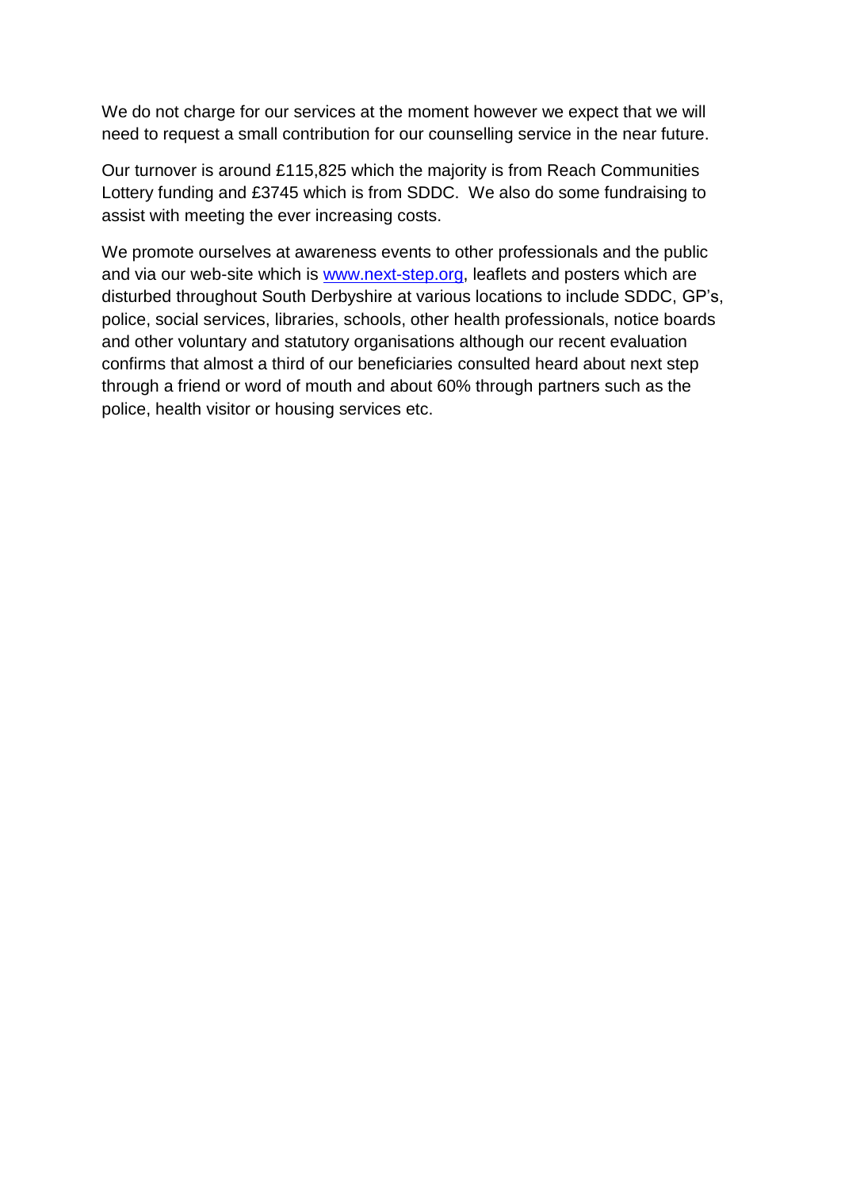We do not charge for our services at the moment however we expect that we will need to request a small contribution for our counselling service in the near future.

Our turnover is around £115,825 which the majority is from Reach Communities Lottery funding and £3745 which is from SDDC. We also do some fundraising to assist with meeting the ever increasing costs.

We promote ourselves at awareness events to other professionals and the public and via our web-site which is [www.next-step.org](http://www.next-step.org), leaflets and posters which are disturbed throughout South Derbyshire at various locations to include SDDC, GP's, police, social services, libraries, schools, other health professionals, notice boards and other voluntary and statutory organisations although our recent evaluation confirms that almost a third of our beneficiaries consulted heard about next step through a friend or word of mouth and about 60% through partners such as the police, health visitor or housing services etc.